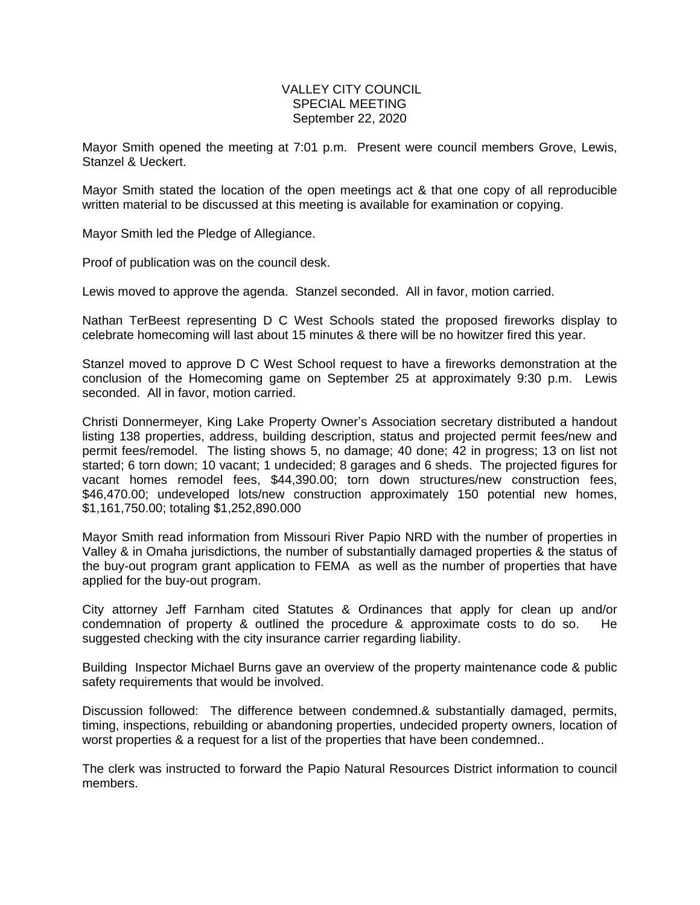VALLEY CITY COUNCIL
SPECIAL MEETING
September 22, 2020

Mayor Smith opened the meeting at 7:01 p.m. Present were council members Grove, Lewis, Stanzel & Ueckert.

Mayor Smith stated the location of the open meetings act & that one copy of all reproducible written material to be discussed at this meeting is available for examination or copying.

Mayor Smith led the Pledge of Allegiance.

Proof of publication was on the council desk.

Lewis moved to approve the agenda. Stanzel seconded. All in favor, motion carried.

Nathan TerBeest representing D C West Schools stated the proposed fireworks display to celebrate homecoming will last about 15 minutes & there will be no howitzer fired this year.

Stanzel moved to approve D C West School request to have a fireworks demonstration at the conclusion of the Homecoming game on September 25 at approximately 9:30 p.m. Lewis seconded. All in favor, motion carried.

Christi Donnermeyer, King Lake Property Owner's Association secretary distributed a handout listing 138 properties, address, building description, status and projected permit fees/new and permit fees/remodel. The listing shows 5, no damage; 40 done; 42 in progress; 13 on list not started; 6 torn down; 10 vacant; 1 undecided; 8 garages and 6 sheds. The projected figures for vacant homes remodel fees, $44,390.00; torn down structures/new construction fees, $46,470.00; undeveloped lots/new construction approximately 150 potential new homes, $1,161,750.00; totaling $1,252,890.000

Mayor Smith read information from Missouri River Papio NRD with the number of properties in Valley & in Omaha jurisdictions, the number of substantially damaged properties & the status of the buy-out program grant application to FEMA as well as the number of properties that have applied for the buy-out program.

City attorney Jeff Farnham cited Statutes & Ordinances that apply for clean up and/or condemnation of property & outlined the procedure & approximate costs to do so. He suggested checking with the city insurance carrier regarding liability.

Building Inspector Michael Burns gave an overview of the property maintenance code & public safety requirements that would be involved.

Discussion followed: The difference between condemned.& substantially damaged, permits, timing, inspections, rebuilding or abandoning properties, undecided property owners, location of worst properties & a request for a list of the properties that have been condemned..

The clerk was instructed to forward the Papio Natural Resources District information to council members.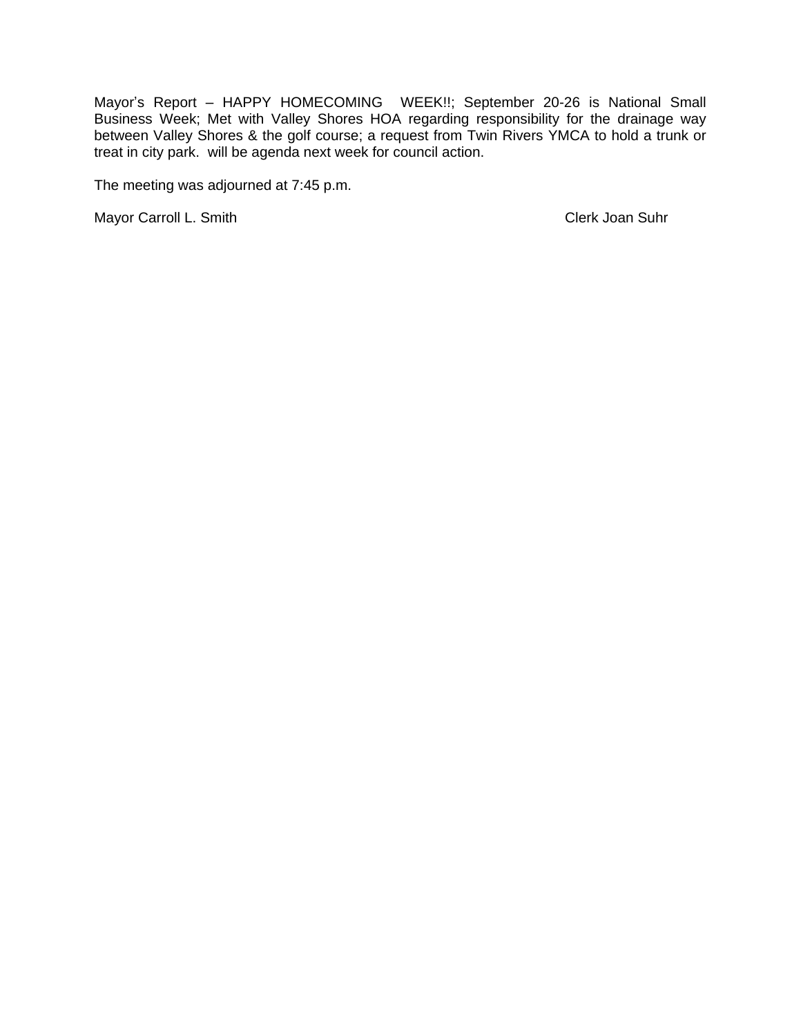Mayor's Report – HAPPY HOMECOMING WEEK!!; September 20-26 is National Small Business Week; Met with Valley Shores HOA regarding responsibility for the drainage way between Valley Shores & the golf course; a request from Twin Rivers YMCA to hold a trunk or treat in city park. will be agenda next week for council action.

The meeting was adjourned at 7:45 p.m.

Mayor Carroll L. Smith Clerk Joan Suhr